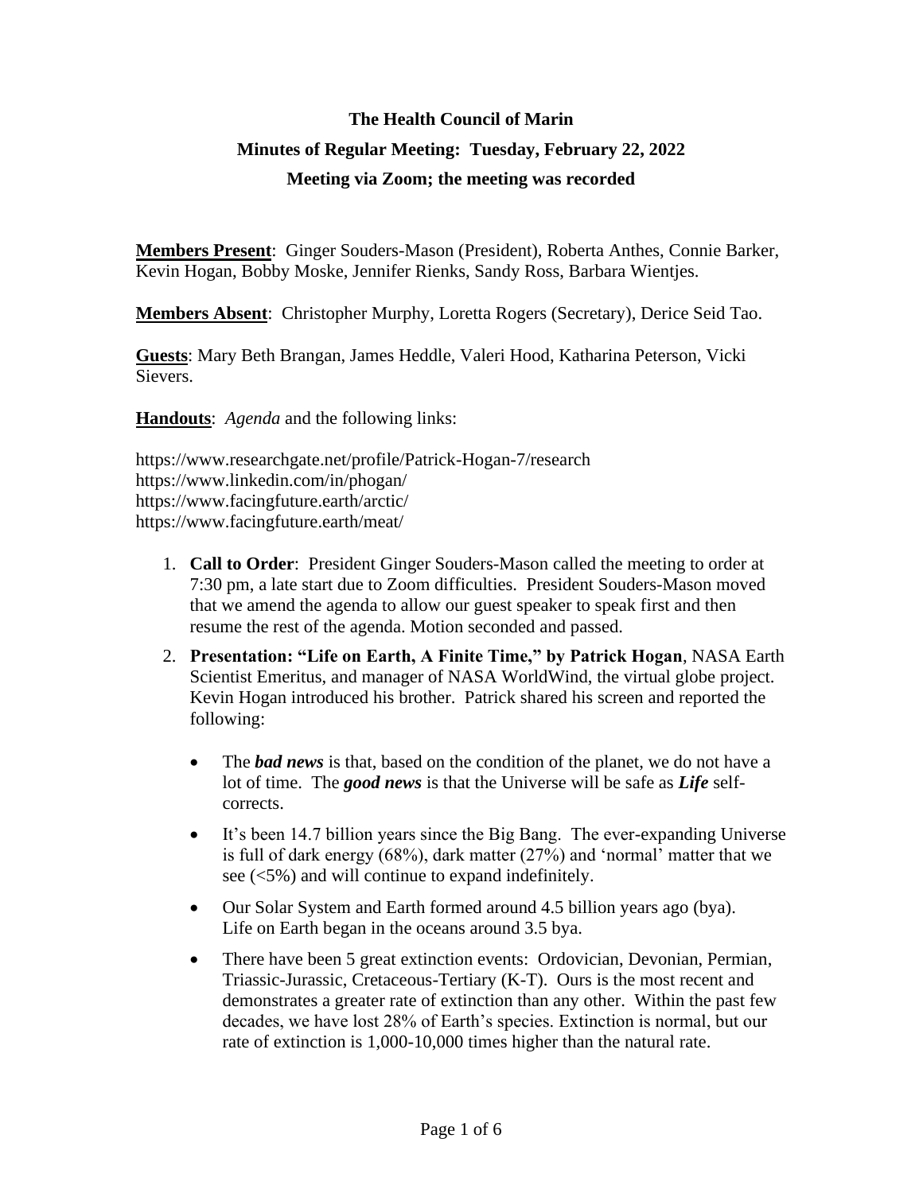# The Health Council of Marin

## Minutes of Regular Meeting: Tuesday, February 22, 2022

## Meeting via Zoom; the meeting was recorded

**Members Present**: Ginger Souders-Mason (President), Roberta Anthes, Connie Barker, Kevin Hogan, Bobby Moske, Jennifer Rienks, Sandy Ross, Barbara Wientjes.

**Members Absent**: Christopher Murphy, Loretta Rogers (Secretary), Derice Seid Tao.

**Guests**: Mary Beth Brangan, James Heddle, Valeri Hood, Katharina Peterson, Vicki Sievers.

**Handouts**: *Agenda* and the following links:

https://www.researchgate.net/profile/Patrick-Hogan-7/research
https://www.linkedin.com/in/phogan/
https://www.facingfuture.earth/arctic/
https://www.facingfuture.earth/meat/

1. **Call to Order**: President Ginger Souders-Mason called the meeting to order at 7:30 pm, a late start due to Zoom difficulties. President Souders-Mason moved that we amend the agenda to allow our guest speaker to speak first and then resume the rest of the agenda. Motion seconded and passed.
2. **Presentation: "Life on Earth, A Finite Time," by Patrick Hogan**, NASA Earth Scientist Emeritus, and manager of NASA WorldWind, the virtual globe project. Kevin Hogan introduced his brother. Patrick shared his screen and reported the following:
   - The ***bad news*** is that, based on the condition of the planet, we do not have a lot of time. The ***good news*** is that the Universe will be safe as ***Life*** self-corrects.
   - It's been 14.7 billion years since the Big Bang. The ever-expanding Universe is full of dark energy (68%), dark matter (27%) and 'normal' matter that we see (<5%) and will continue to expand indefinitely.
   - Our Solar System and Earth formed around 4.5 billion years ago (bya). Life on Earth began in the oceans around 3.5 bya.
   - There have been 5 great extinction events: Ordovician, Devonian, Permian, Triassic-Jurassic, Cretaceous-Tertiary (K-T). Ours is the most recent and demonstrates a greater rate of extinction than any other. Within the past few decades, we have lost 28% of Earth's species. Extinction is normal, but our rate of extinction is 1,000-10,000 times higher than the natural rate.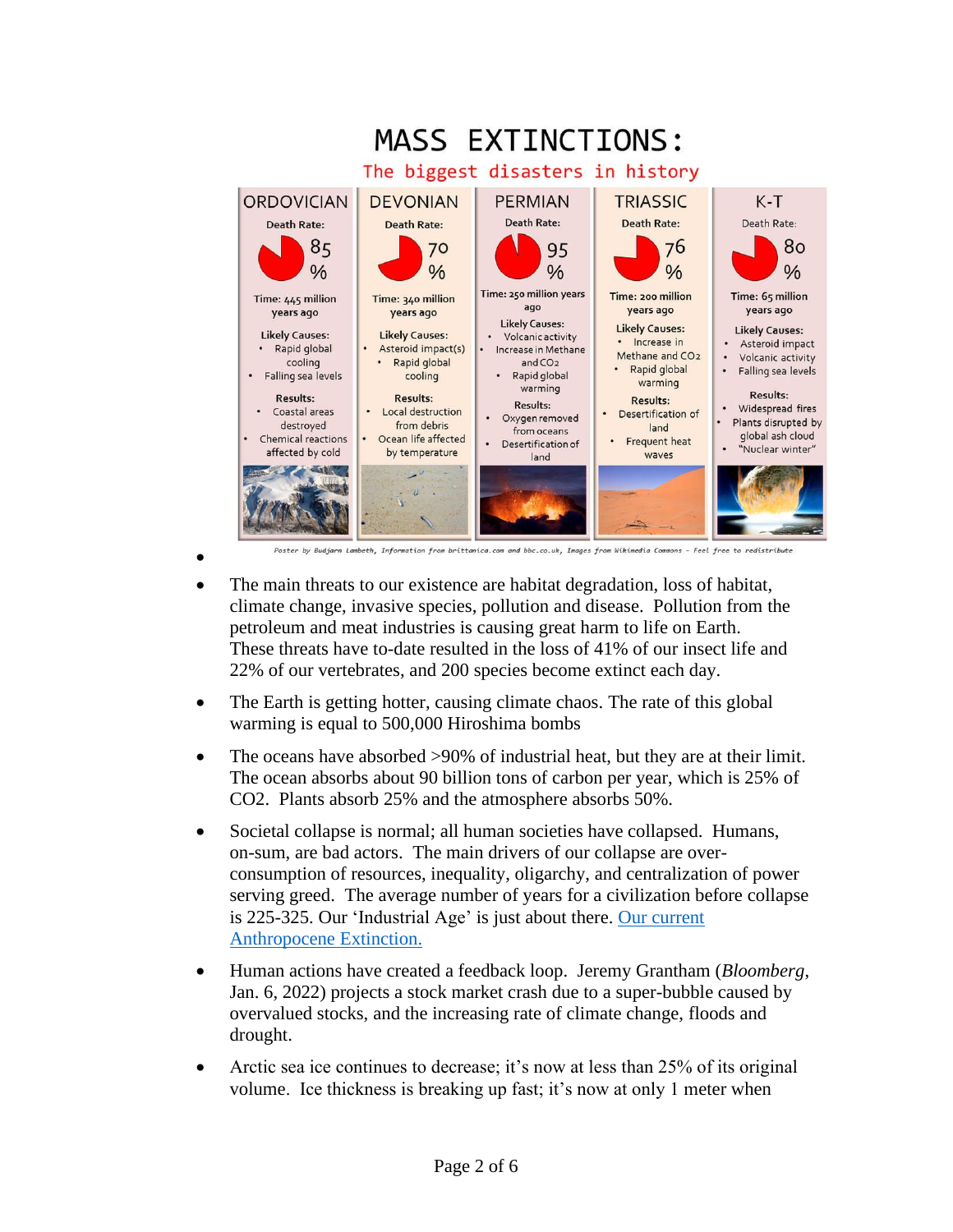# MASS EXTINCTIONS:

The biggest disasters in history

| ORDOVICIAN | DEVONIAN | PERMIAN | TRIASSIC | K-T |
|---|---|---|---|---|
| Death Rate: 85 % | Death Rate: 70 % | Death Rate: 95 % | Death Rate: 76 % | Death Rate: 80 % |
| Time: 445 million years ago | Time: 340 million years ago | Time: 250 million years ago | Time: 200 million years ago | Time: 65 million years ago |
| Likely Causes: • Rapid global cooling • Falling sea levels | Likely Causes: • Asteroid impact(s) • Rapid global cooling | Likely Causes: • Volcanic activity • Increase in Methane and $CO_2$ • Rapid global warming | Likely Causes: • Increase in Methane and $CO_2$ • Rapid global warming | Likely Causes: • Asteroid impact • Volcanic activity • Falling sea levels |
| Results: • Coastal areas destroyed • Chemical reactions affected by cold | Results: • Local destruction from debris • Ocean life affected by temperature | Results: • Oxygen removed from oceans • Desertification of land | Results: • Desertification of land • Frequent heat waves | Results: • Widespread fires • Plants disrupted by global ash cloud • "Nuclear winter" |

*Poster by Budjarn Lambeth, Information from brittanica.com and bbc.co.uk, Images from Wikimedia Commons - Feel free to redistribute*

- The main threats to our existence are habitat degradation, loss of habitat, climate change, invasive species, pollution and disease. Pollution from the petroleum and meat industries is causing great harm to life on Earth. These threats have to-date resulted in the loss of 41% of our insect life and 22% of our vertebrates, and 200 species become extinct each day.
- The Earth is getting hotter, causing climate chaos. The rate of this global warming is equal to 500,000 Hiroshima bombs
- The oceans have absorbed >90% of industrial heat, but they are at their limit. The ocean absorbs about 90 billion tons of carbon per year, which is 25% of $CO_2$. Plants absorb 25% and the atmosphere absorbs 50%.
- Societal collapse is normal; all human societies have collapsed. Humans, on-sum, are bad actors. The main drivers of our collapse are over-consumption of resources, inequality, oligarchy, and centralization of power serving greed. The average number of years for a civilization before collapse is 225-325. Our 'Industrial Age' is just about there. [Our current Anthropocene Extinction.]()
- Human actions have created a feedback loop. Jeremy Grantham (*Bloomberg*, Jan. 6, 2022) projects a stock market crash due to a super-bubble caused by overvalued stocks, and the increasing rate of climate change, floods and drought.
- Arctic sea ice continues to decrease; it's now at less than 25% of its original volume. Ice thickness is breaking up fast; it's now at only 1 meter when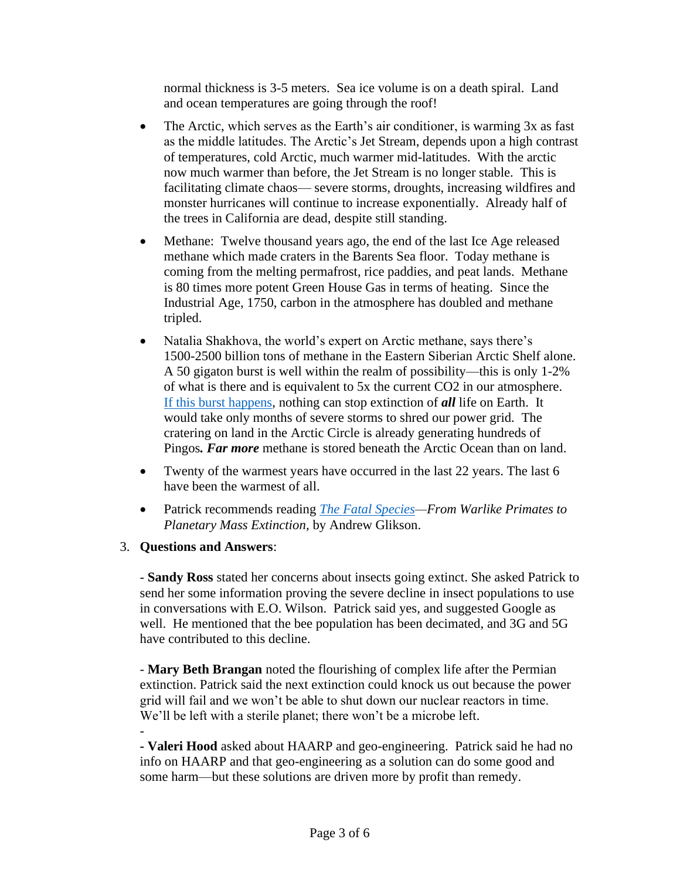normal thickness is 3-5 meters. Sea ice volume is on a death spiral. Land and ocean temperatures are going through the roof!

- The Arctic, which serves as the Earth's air conditioner, is warming 3x as fast as the middle latitudes. The Arctic's Jet Stream, depends upon a high contrast of temperatures, cold Arctic, much warmer mid-latitudes. With the arctic now much warmer than before, the Jet Stream is no longer stable. This is facilitating climate chaos— severe storms, droughts, increasing wildfires and monster hurricanes will continue to increase exponentially. Already half of the trees in California are dead, despite still standing.
- Methane: Twelve thousand years ago, the end of the last Ice Age released methane which made craters in the Barents Sea floor. Today methane is coming from the melting permafrost, rice paddies, and peat lands. Methane is 80 times more potent Green House Gas in terms of heating. Since the Industrial Age, 1750, carbon in the atmosphere has doubled and methane tripled.
- Natalia Shakhova, the world's expert on Arctic methane, says there's 1500-2500 billion tons of methane in the Eastern Siberian Arctic Shelf alone. A 50 gigaton burst is well within the realm of possibility—this is only 1-2% of what is there and is equivalent to 5x the current CO2 in our atmosphere. If this burst happens, nothing can stop extinction of ***all*** life on Earth. It would take only months of severe storms to shred our power grid. The cratering on land in the Arctic Circle is already generating hundreds of Pingos***. Far more*** methane is stored beneath the Arctic Ocean than on land.
- Twenty of the warmest years have occurred in the last 22 years. The last 6 have been the warmest of all.
- Patrick recommends reading *The Fatal Species—From Warlike Primates to Planetary Mass Extinction*, by Andrew Glikson.

3. **Questions and Answers**:

- **Sandy Ross** stated her concerns about insects going extinct. She asked Patrick to send her some information proving the severe decline in insect populations to use in conversations with E.O. Wilson. Patrick said yes, and suggested Google as well. He mentioned that the bee population has been decimated, and 3G and 5G have contributed to this decline.

- **Mary Beth Brangan** noted the flourishing of complex life after the Permian extinction. Patrick said the next extinction could knock us out because the power grid will fail and we won't be able to shut down our nuclear reactors in time. We'll be left with a sterile planet; there won't be a microbe left.

-

- **Valeri Hood** asked about HAARP and geo-engineering. Patrick said he had no info on HAARP and that geo-engineering as a solution can do some good and some harm—but these solutions are driven more by profit than remedy.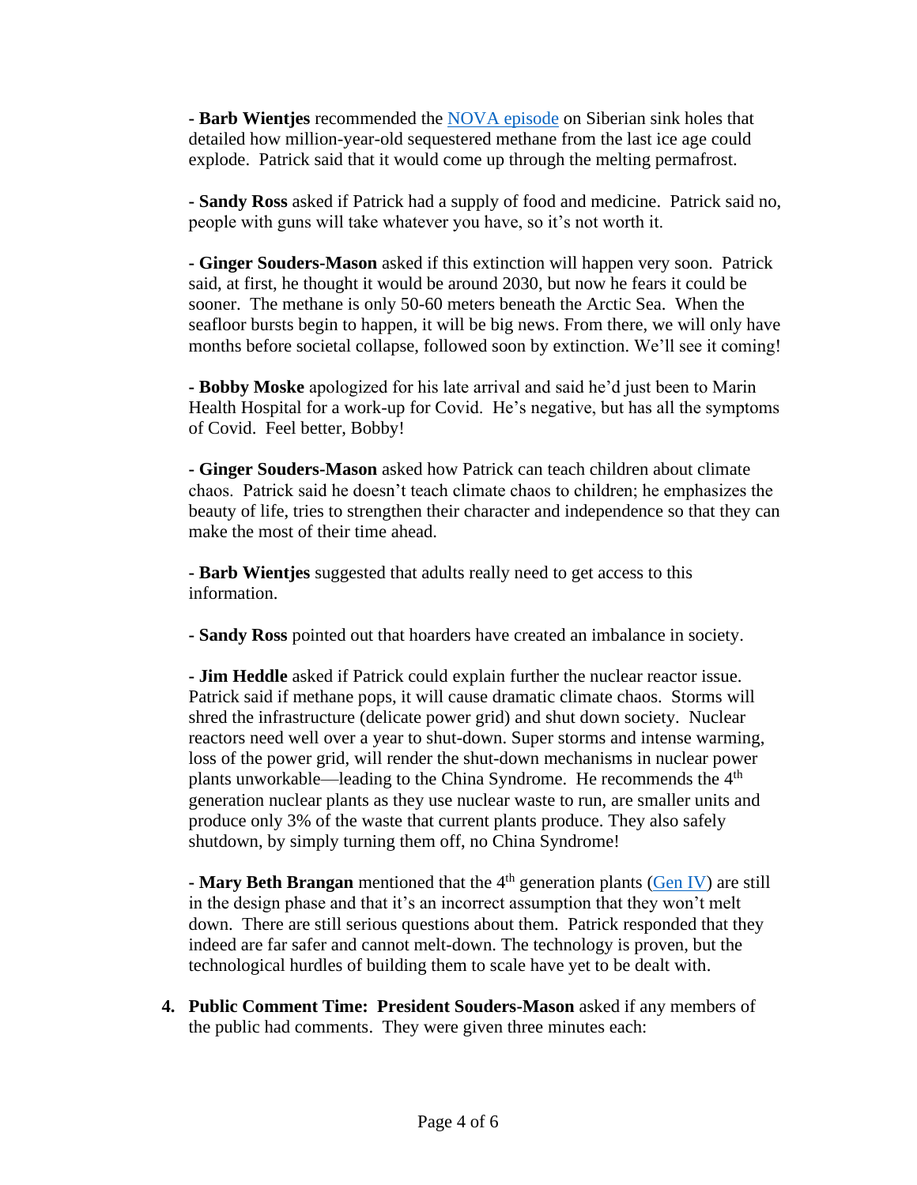- **Barb Wientjes** recommended the NOVA episode on Siberian sink holes that detailed how million-year-old sequestered methane from the last ice age could explode. Patrick said that it would come up through the melting permafrost.

- **Sandy Ross** asked if Patrick had a supply of food and medicine. Patrick said no, people with guns will take whatever you have, so it's not worth it.

- **Ginger Souders-Mason** asked if this extinction will happen very soon. Patrick said, at first, he thought it would be around 2030, but now he fears it could be sooner. The methane is only 50-60 meters beneath the Arctic Sea. When the seafloor bursts begin to happen, it will be big news. From there, we will only have months before societal collapse, followed soon by extinction. We'll see it coming!

- **Bobby Moske** apologized for his late arrival and said he'd just been to Marin Health Hospital for a work-up for Covid. He's negative, but has all the symptoms of Covid. Feel better, Bobby!

- **Ginger Souders-Mason** asked how Patrick can teach children about climate chaos. Patrick said he doesn't teach climate chaos to children; he emphasizes the beauty of life, tries to strengthen their character and independence so that they can make the most of their time ahead.

- **Barb Wientjes** suggested that adults really need to get access to this information.

- **Sandy Ross** pointed out that hoarders have created an imbalance in society.

- **Jim Heddle** asked if Patrick could explain further the nuclear reactor issue. Patrick said if methane pops, it will cause dramatic climate chaos. Storms will shred the infrastructure (delicate power grid) and shut down society. Nuclear reactors need well over a year to shut-down. Super storms and intense warming, loss of the power grid, will render the shut-down mechanisms in nuclear power plants unworkable—leading to the China Syndrome. He recommends the 4th generation nuclear plants as they use nuclear waste to run, are smaller units and produce only 3% of the waste that current plants produce. They also safely shutdown, by simply turning them off, no China Syndrome!

- **Mary Beth Brangan** mentioned that the 4th generation plants (Gen IV) are still in the design phase and that it's an incorrect assumption that they won't melt down. There are still serious questions about them. Patrick responded that they indeed are far safer and cannot melt-down. The technology is proven, but the technological hurdles of building them to scale have yet to be dealt with.

4. **Public Comment Time: President Souders-Mason** asked if any members of the public had comments. They were given three minutes each: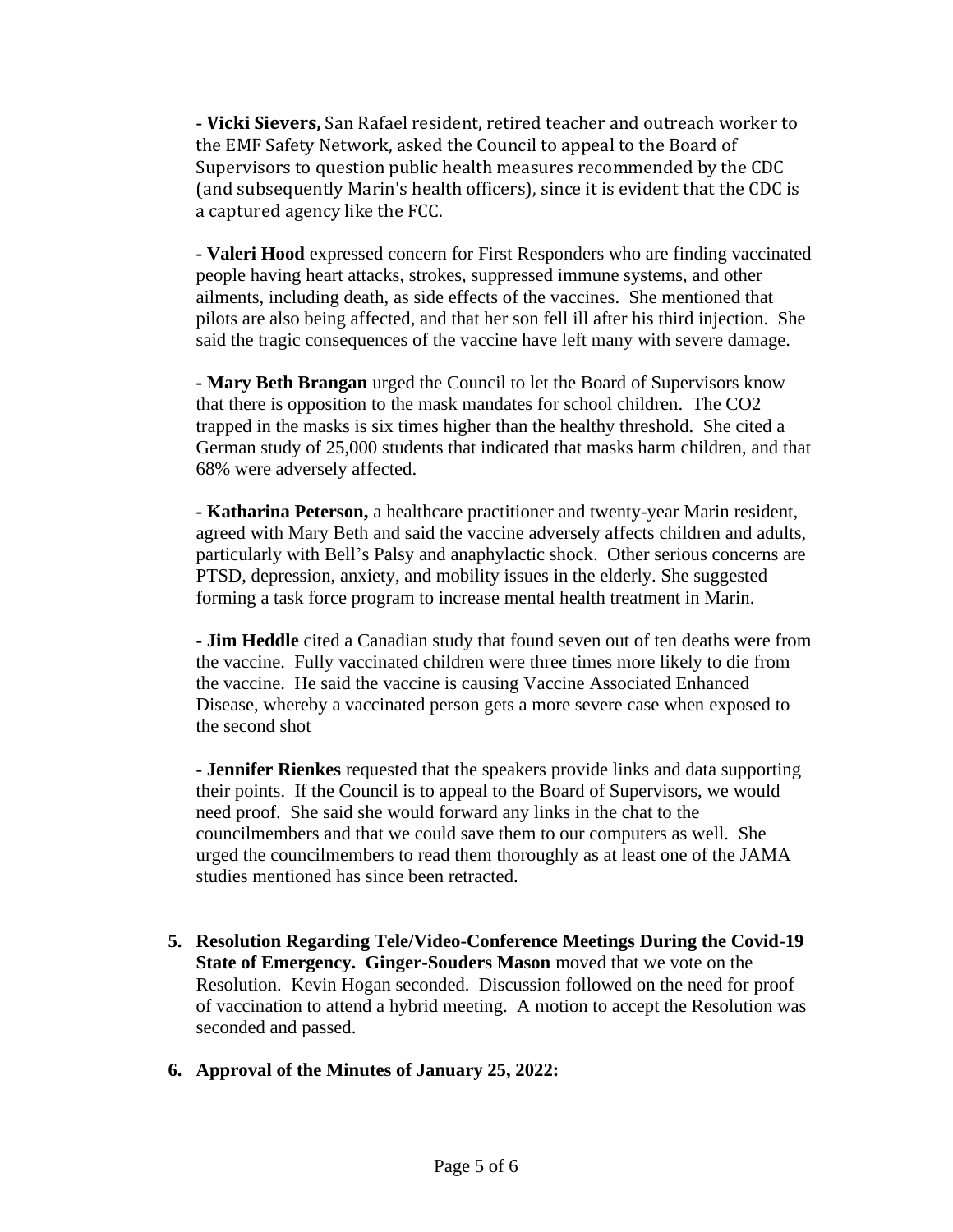- **Vicki Sievers,** San Rafael resident, retired teacher and outreach worker to the EMF Safety Network, asked the Council to appeal to the Board of Supervisors to question public health measures recommended by the CDC (and subsequently Marin's health officers), since it is evident that the CDC is a captured agency like the FCC.

- **Valeri Hood** expressed concern for First Responders who are finding vaccinated people having heart attacks, strokes, suppressed immune systems, and other ailments, including death, as side effects of the vaccines. She mentioned that pilots are also being affected, and that her son fell ill after his third injection. She said the tragic consequences of the vaccine have left many with severe damage.

- **Mary Beth Brangan** urged the Council to let the Board of Supervisors know that there is opposition to the mask mandates for school children. The CO2 trapped in the masks is six times higher than the healthy threshold. She cited a German study of 25,000 students that indicated that masks harm children, and that 68% were adversely affected.

- **Katharina Peterson,** a healthcare practitioner and twenty-year Marin resident, agreed with Mary Beth and said the vaccine adversely affects children and adults, particularly with Bell's Palsy and anaphylactic shock. Other serious concerns are PTSD, depression, anxiety, and mobility issues in the elderly. She suggested forming a task force program to increase mental health treatment in Marin.

- **Jim Heddle** cited a Canadian study that found seven out of ten deaths were from the vaccine. Fully vaccinated children were three times more likely to die from the vaccine. He said the vaccine is causing Vaccine Associated Enhanced Disease, whereby a vaccinated person gets a more severe case when exposed to the second shot

- **Jennifer Rienkes** requested that the speakers provide links and data supporting their points. If the Council is to appeal to the Board of Supervisors, we would need proof. She said she would forward any links in the chat to the councilmembers and that we could save them to our computers as well. She urged the councilmembers to read them thoroughly as at least one of the JAMA studies mentioned has since been retracted.

5. **Resolution Regarding Tele/Video-Conference Meetings During the Covid-19 State of Emergency. Ginger-Souders Mason** moved that we vote on the Resolution. Kevin Hogan seconded. Discussion followed on the need for proof of vaccination to attend a hybrid meeting. A motion to accept the Resolution was seconded and passed.

6. **Approval of the Minutes of January 25, 2022:**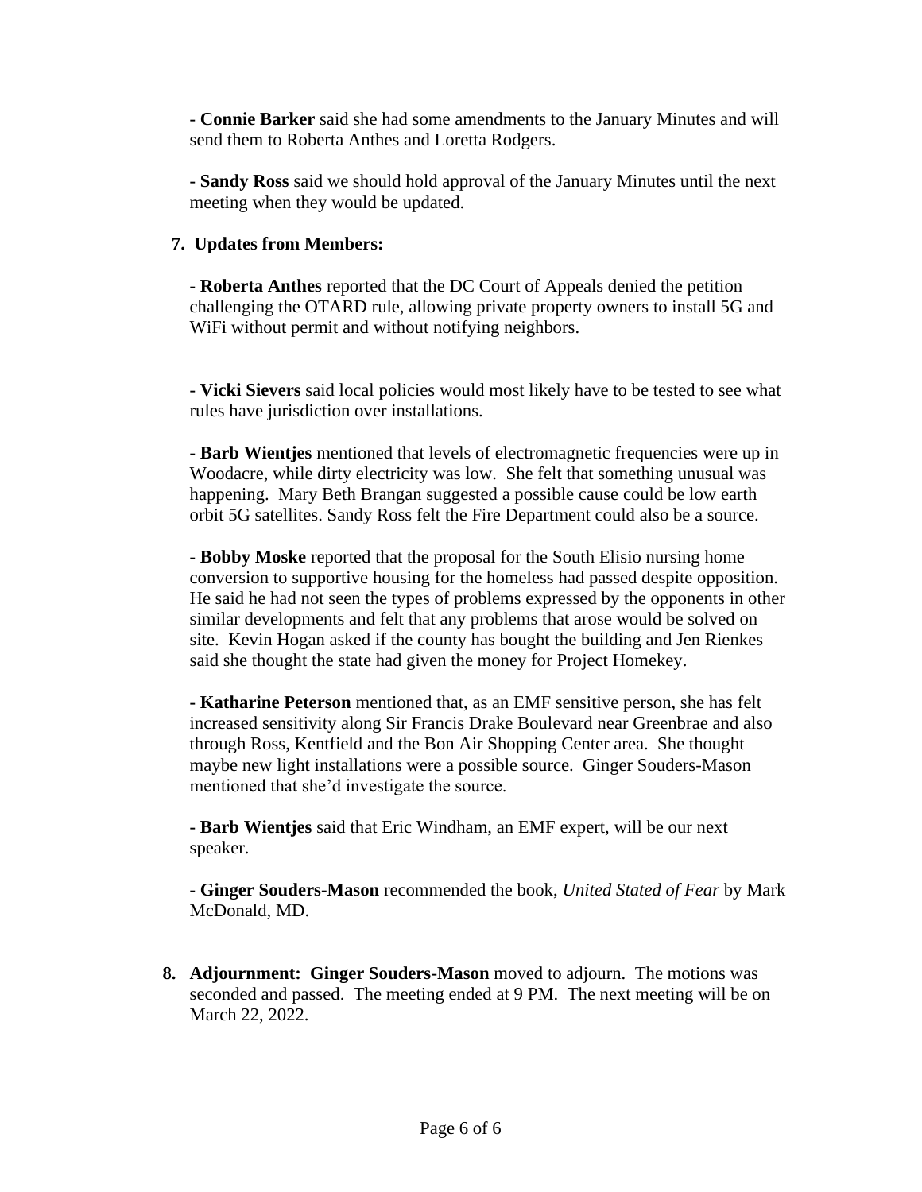**- Connie Barker** said she had some amendments to the January Minutes and will send them to Roberta Anthes and Loretta Rodgers.

**- Sandy Ross** said we should hold approval of the January Minutes until the next meeting when they would be updated.

**7. Updates from Members:**

- **Roberta Anthes** reported that the DC Court of Appeals denied the petition challenging the OTARD rule, allowing private property owners to install 5G and WiFi without permit and without notifying neighbors.

- **Vicki Sievers** said local policies would most likely have to be tested to see what rules have jurisdiction over installations.

- **Barb Wientjes** mentioned that levels of electromagnetic frequencies were up in Woodacre, while dirty electricity was low. She felt that something unusual was happening. Mary Beth Brangan suggested a possible cause could be low earth orbit 5G satellites. Sandy Ross felt the Fire Department could also be a source.

- **Bobby Moske** reported that the proposal for the South Elisio nursing home conversion to supportive housing for the homeless had passed despite opposition. He said he had not seen the types of problems expressed by the opponents in other similar developments and felt that any problems that arose would be solved on site. Kevin Hogan asked if the county has bought the building and Jen Rienkes said she thought the state had given the money for Project Homekey.

- **Katharine Peterson** mentioned that, as an EMF sensitive person, she has felt increased sensitivity along Sir Francis Drake Boulevard near Greenbrae and also through Ross, Kentfield and the Bon Air Shopping Center area. She thought maybe new light installations were a possible source. Ginger Souders-Mason mentioned that she'd investigate the source.

- **Barb Wientjes** said that Eric Windham, an EMF expert, will be our next speaker.

- **Ginger Souders-Mason** recommended the book, *United Stated of Fear* by Mark McDonald, MD.

**8. Adjournment: Ginger Souders-Mason** moved to adjourn. The motions was seconded and passed. The meeting ended at 9 PM. The next meeting will be on March 22, 2022.